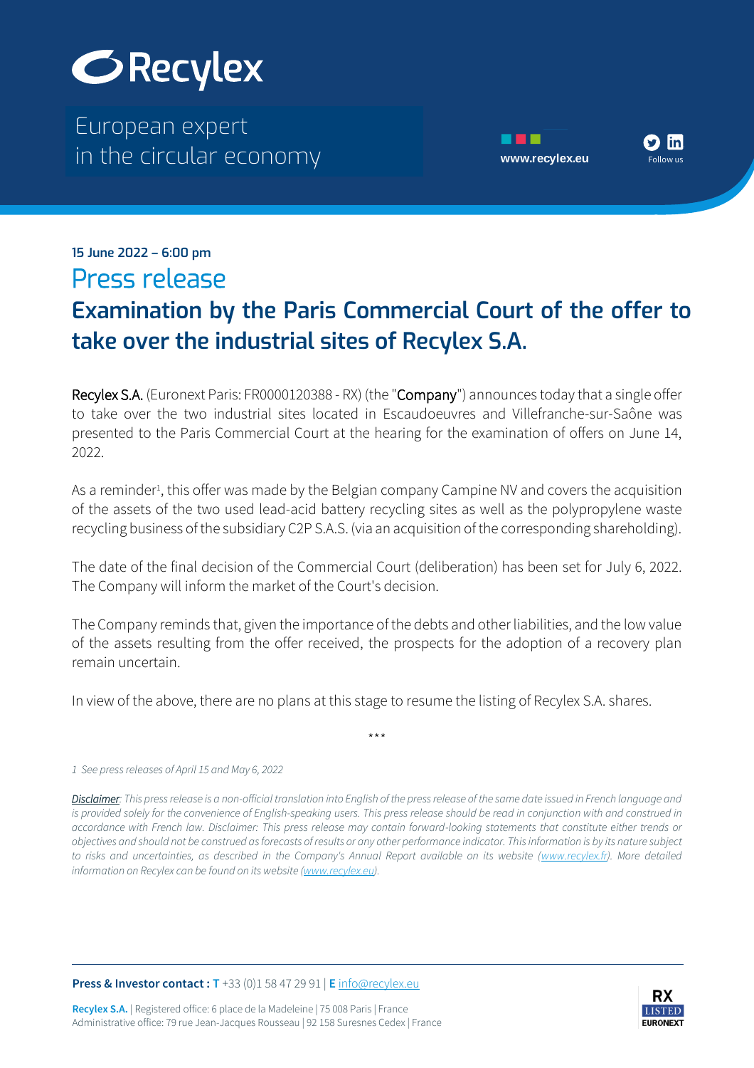Recylex

European expert in the circular economy

www.recylex.eu

Follow us

**15 June 2022 – 6:00 pm**

# Press release

## Examination by the Paris Commercial Court of the offer to take over the industrial sites of Recylex S.A.

Recylex S.A. (Euronext Paris: FR0000120388 - RX) (the "Company") announces today that a single offer to take over the two industrial sites located in Escaudoeuvres and Villefranche-sur-Saône was presented to the Paris Commercial Court at the hearing for the examination of offers on June 14, 2022.

As a reminder[1], this offer was made by the Belgian company Campine NV and covers the acquisition of the assets of the two used lead-acid battery recycling sites as well as the polypropylene waste recycling business of the subsidiary C2P S.A.S. (via an acquisition of the corresponding shareholding).

The date of the final decision of the Commercial Court (deliberation) has been set for July 6, 2022. The Company will inform the market of the Court's decision.

The Company reminds that, given the importance of the debts and other liabilities, and the low value of the assets resulting from the offer received, the prospects for the adoption of a recovery plan remain uncertain.

In view of the above, there are no plans at this stage to resume the listing of Recylex S.A. shares.

\*\*\*

*1 See press releases of April 15 and May 6, 2022*

*Disclaimer: This press release is a non-official translation into English of the press release of the same date issued in French language and is provided solely for the convenience of English-speaking users. This press release should be read in conjunction with and construed in accordance with French law. Disclaimer: This press release may contain forward-looking statements that constitute either trends or objectives and should not be construed as forecasts of results or any other performance indicator. This information is by its nature subject to risks and uncertainties, as described in the Company's Annual Report available on its website (www.recylex.fr). More detailed information on Recylex can be found on its website (www.recylex.eu).*

**Press & Investor contact : T** +33 (0)1 58 47 29 91 | **E** info@recylex.eu

**Recylex S.A.** | Registered office: 6 place de la Madeleine | 75 008 Paris | France
Administrative office: 79 rue Jean-Jacques Rousseau | 92 158 Suresnes Cedex | France

RX LISTED EURONEXT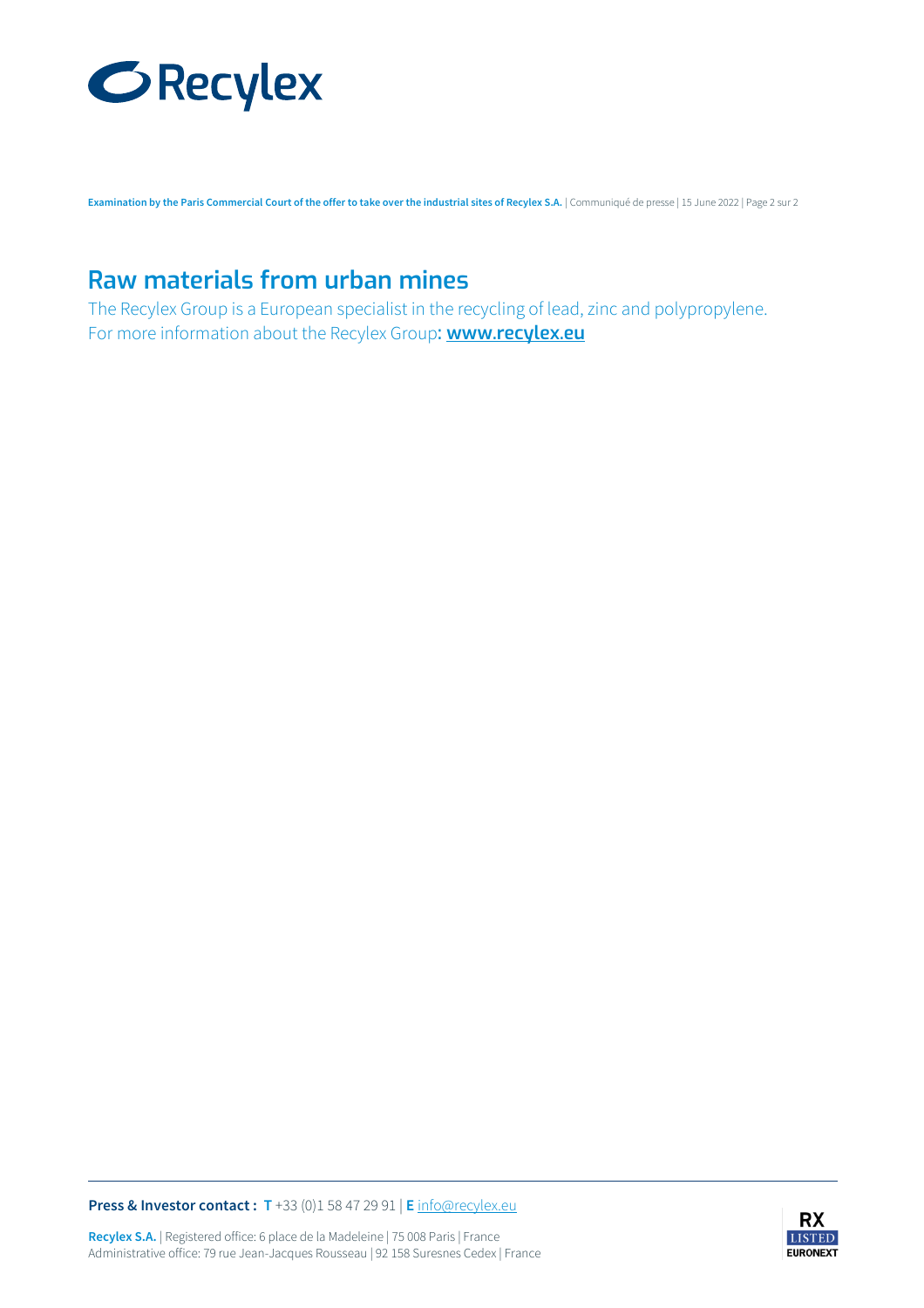## Raw materials from urban mines

The Recylex Group is a European specialist in the recycling of lead, zinc and polypropylene.
For more information about the Recylex Group: **www.recylex.eu**

**Press & Investor contact :** **T** +33 (0)1 58 47 29 91 | **E** info@recylex.eu

**Recylex S.A.** | Registered office: 6 place de la Madeleine | 75 008 Paris | France
Administrative office: 79 rue Jean-Jacques Rousseau | 92 158 Suresnes Cedex | France